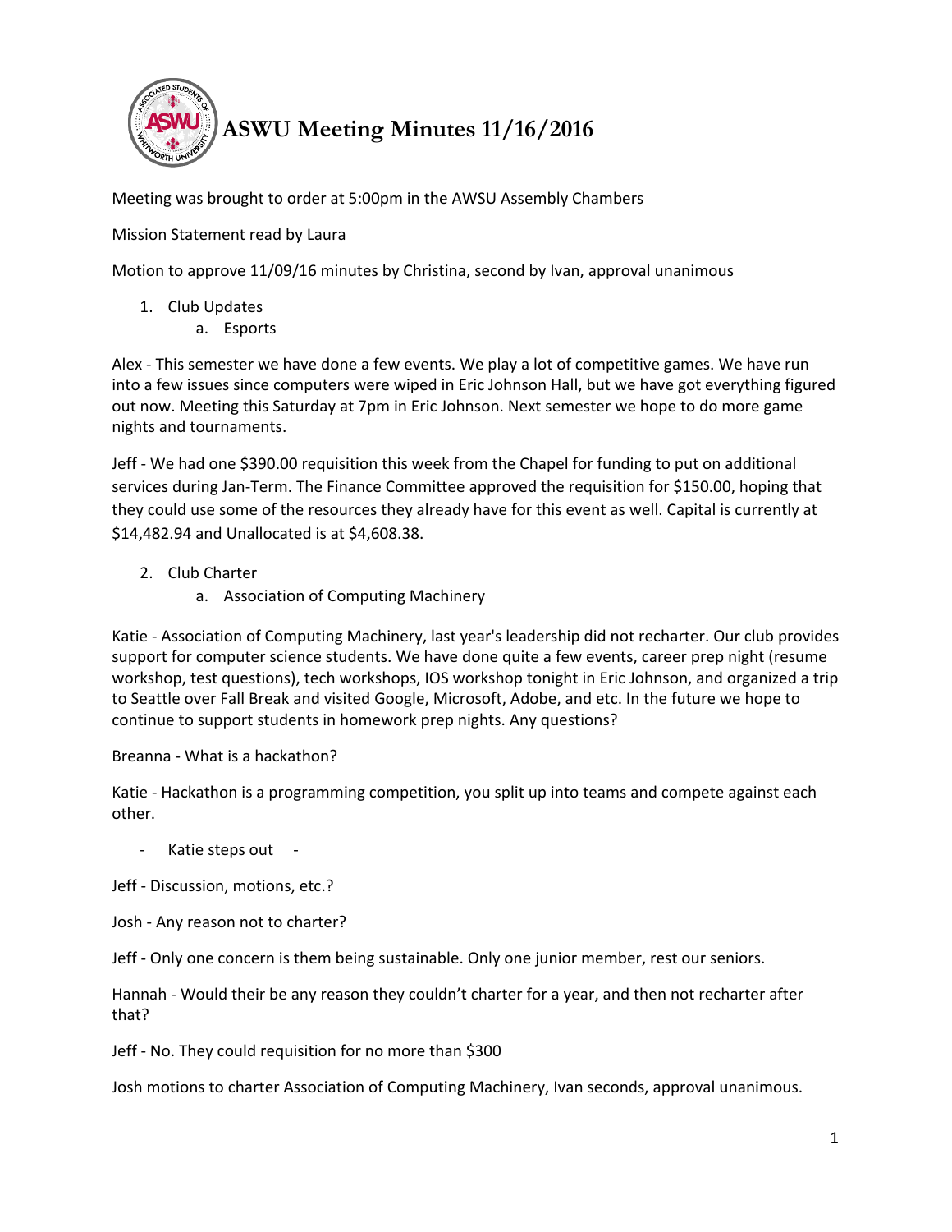# ASWU Meeting Minutes 11/16/2016

Meeting was brought to order at 5:00pm in the AWSU Assembly Chambers

Mission Statement read by Laura

Motion to approve 11/09/16 minutes by Christina, second by Ivan, approval unanimous

1. Club Updates
   a. Esports

Alex - This semester we have done a few events. We play a lot of competitive games. We have run into a few issues since computers were wiped in Eric Johnson Hall, but we have got everything figured out now. Meeting this Saturday at 7pm in Eric Johnson. Next semester we hope to do more game nights and tournaments.

Jeff - We had one $390.00 requisition this week from the Chapel for funding to put on additional services during Jan-Term. The Finance Committee approved the requisition for $150.00, hoping that they could use some of the resources they already have for this event as well. Capital is currently at $14,482.94 and Unallocated is at $4,608.38.

2. Club Charter
   a. Association of Computing Machinery

Katie - Association of Computing Machinery, last year's leadership did not recharter. Our club provides support for computer science students. We have done quite a few events, career prep night (resume workshop, test questions), tech workshops, IOS workshop tonight in Eric Johnson, and organized a trip to Seattle over Fall Break and visited Google, Microsoft, Adobe, and etc. In the future we hope to continue to support students in homework prep nights. Any questions?

Breanna - What is a hackathon?

Katie - Hackathon is a programming competition, you split up into teams and compete against each other.

- Katie steps out -

Jeff - Discussion, motions, etc.?

Josh - Any reason not to charter?

Jeff - Only one concern is them being sustainable. Only one junior member, rest our seniors.

Hannah - Would their be any reason they couldn't charter for a year, and then not recharter after that?

Jeff - No. They could requisition for no more than $300

Josh motions to charter Association of Computing Machinery, Ivan seconds, approval unanimous.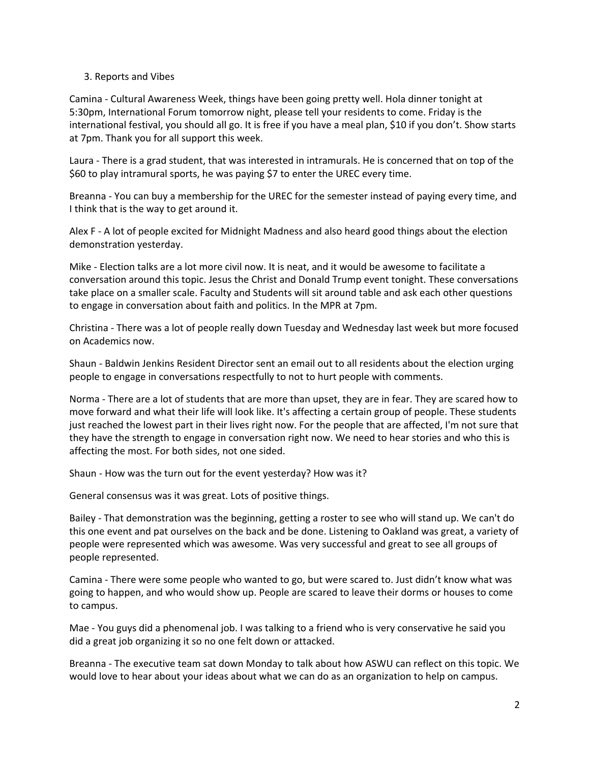3. Reports and Vibes

Camina - Cultural Awareness Week, things have been going pretty well. Hola dinner tonight at 5:30pm, International Forum tomorrow night, please tell your residents to come. Friday is the international festival, you should all go. It is free if you have a meal plan, $10 if you don't. Show starts at 7pm. Thank you for all support this week.

Laura - There is a grad student, that was interested in intramurals. He is concerned that on top of the $60 to play intramural sports, he was paying $7 to enter the UREC every time.

Breanna - You can buy a membership for the UREC for the semester instead of paying every time, and I think that is the way to get around it.

Alex F - A lot of people excited for Midnight Madness and also heard good things about the election demonstration yesterday.

Mike - Election talks are a lot more civil now. It is neat, and it would be awesome to facilitate a conversation around this topic. Jesus the Christ and Donald Trump event tonight. These conversations take place on a smaller scale. Faculty and Students will sit around table and ask each other questions to engage in conversation about faith and politics. In the MPR at 7pm.

Christina - There was a lot of people really down Tuesday and Wednesday last week but more focused on Academics now.

Shaun - Baldwin Jenkins Resident Director sent an email out to all residents about the election urging people to engage in conversations respectfully to not to hurt people with comments.

Norma - There are a lot of students that are more than upset, they are in fear. They are scared how to move forward and what their life will look like. It's affecting a certain group of people. These students just reached the lowest part in their lives right now. For the people that are affected, I'm not sure that they have the strength to engage in conversation right now. We need to hear stories and who this is affecting the most. For both sides, not one sided.

Shaun - How was the turn out for the event yesterday? How was it?

General consensus was it was great. Lots of positive things.

Bailey - That demonstration was the beginning, getting a roster to see who will stand up. We can't do this one event and pat ourselves on the back and be done. Listening to Oakland was great, a variety of people were represented which was awesome. Was very successful and great to see all groups of people represented.

Camina - There were some people who wanted to go, but were scared to. Just didn't know what was going to happen, and who would show up. People are scared to leave their dorms or houses to come to campus.

Mae - You guys did a phenomenal job. I was talking to a friend who is very conservative he said you did a great job organizing it so no one felt down or attacked.

Breanna - The executive team sat down Monday to talk about how ASWU can reflect on this topic. We would love to hear about your ideas about what we can do as an organization to help on campus.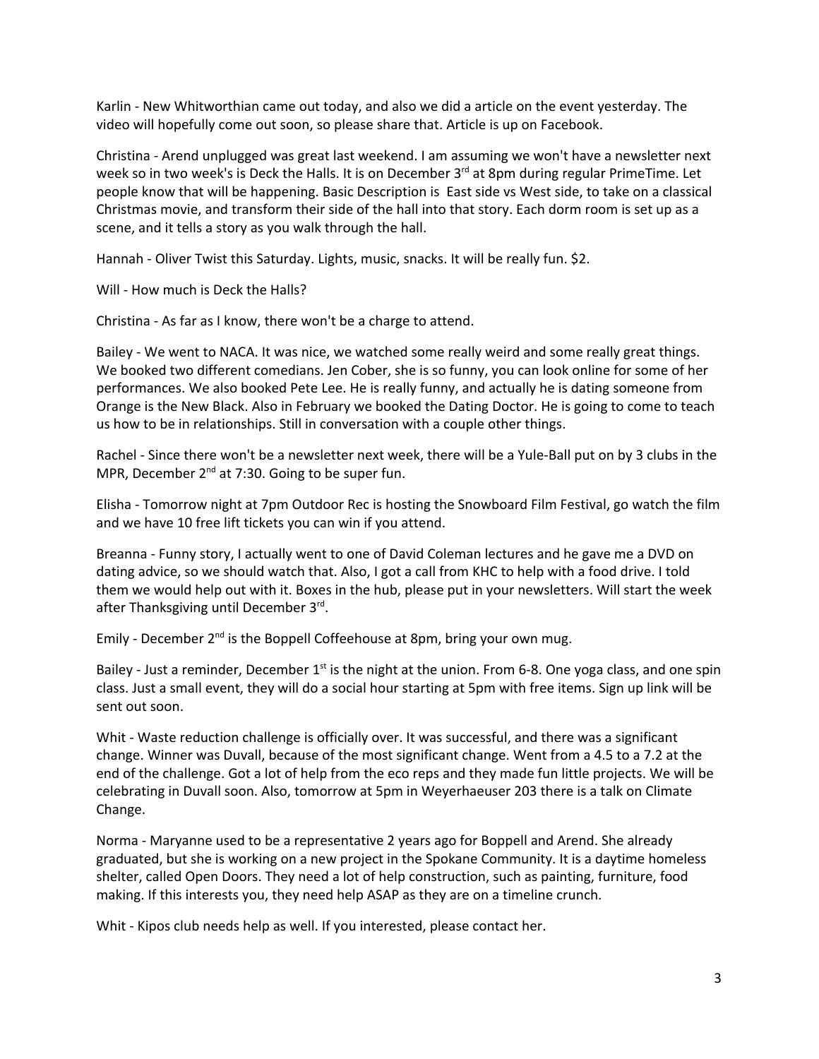Karlin - New Whitworthian came out today, and also we did a article on the event yesterday. The video will hopefully come out soon, so please share that. Article is up on Facebook.

Christina - Arend unplugged was great last weekend. I am assuming we won't have a newsletter next week so in two week's is Deck the Halls. It is on December 3rd at 8pm during regular PrimeTime. Let people know that will be happening. Basic Description is East side vs West side, to take on a classical Christmas movie, and transform their side of the hall into that story. Each dorm room is set up as a scene, and it tells a story as you walk through the hall.

Hannah - Oliver Twist this Saturday. Lights, music, snacks. It will be really fun. $2.

Will - How much is Deck the Halls?

Christina - As far as I know, there won't be a charge to attend.

Bailey - We went to NACA. It was nice, we watched some really weird and some really great things. We booked two different comedians. Jen Cober, she is so funny, you can look online for some of her performances. We also booked Pete Lee. He is really funny, and actually he is dating someone from Orange is the New Black. Also in February we booked the Dating Doctor. He is going to come to teach us how to be in relationships. Still in conversation with a couple other things.

Rachel - Since there won't be a newsletter next week, there will be a Yule-Ball put on by 3 clubs in the MPR, December 2nd at 7:30. Going to be super fun.

Elisha - Tomorrow night at 7pm Outdoor Rec is hosting the Snowboard Film Festival, go watch the film and we have 10 free lift tickets you can win if you attend.

Breanna - Funny story, I actually went to one of David Coleman lectures and he gave me a DVD on dating advice, so we should watch that. Also, I got a call from KHC to help with a food drive. I told them we would help out with it. Boxes in the hub, please put in your newsletters. Will start the week after Thanksgiving until December 3rd.

Emily - December 2nd is the Boppell Coffeehouse at 8pm, bring your own mug.

Bailey - Just a reminder, December 1st is the night at the union. From 6-8. One yoga class, and one spin class. Just a small event, they will do a social hour starting at 5pm with free items. Sign up link will be sent out soon.

Whit - Waste reduction challenge is officially over. It was successful, and there was a significant change. Winner was Duvall, because of the most significant change. Went from a 4.5 to a 7.2 at the end of the challenge. Got a lot of help from the eco reps and they made fun little projects. We will be celebrating in Duvall soon. Also, tomorrow at 5pm in Weyerhaeuser 203 there is a talk on Climate Change.

Norma - Maryanne used to be a representative 2 years ago for Boppell and Arend. She already graduated, but she is working on a new project in the Spokane Community. It is a daytime homeless shelter, called Open Doors. They need a lot of help construction, such as painting, furniture, food making. If this interests you, they need help ASAP as they are on a timeline crunch.

Whit - Kipos club needs help as well. If you interested, please contact her.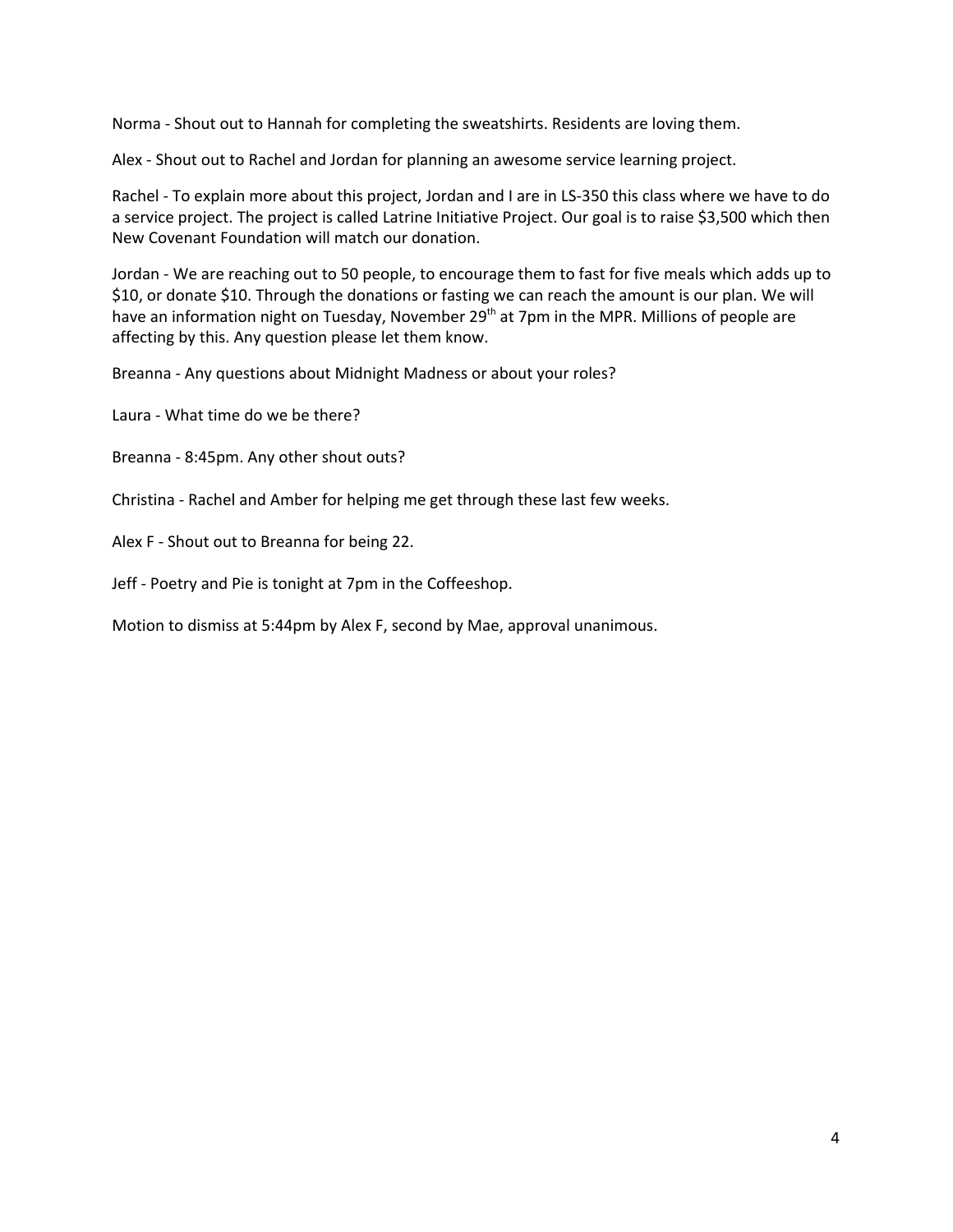Norma - Shout out to Hannah for completing the sweatshirts. Residents are loving them.

Alex - Shout out to Rachel and Jordan for planning an awesome service learning project.

Rachel - To explain more about this project, Jordan and I are in LS-350 this class where we have to do a service project. The project is called Latrine Initiative Project. Our goal is to raise $3,500 which then New Covenant Foundation will match our donation.

Jordan - We are reaching out to 50 people, to encourage them to fast for five meals which adds up to $10, or donate $10. Through the donations or fasting we can reach the amount is our plan. We will have an information night on Tuesday, November 29th at 7pm in the MPR. Millions of people are affecting by this. Any question please let them know.

Breanna - Any questions about Midnight Madness or about your roles?

Laura - What time do we be there?

Breanna - 8:45pm. Any other shout outs?

Christina - Rachel and Amber for helping me get through these last few weeks.

Alex F - Shout out to Breanna for being 22.

Jeff - Poetry and Pie is tonight at 7pm in the Coffeeshop.

Motion to dismiss at 5:44pm by Alex F, second by Mae, approval unanimous.